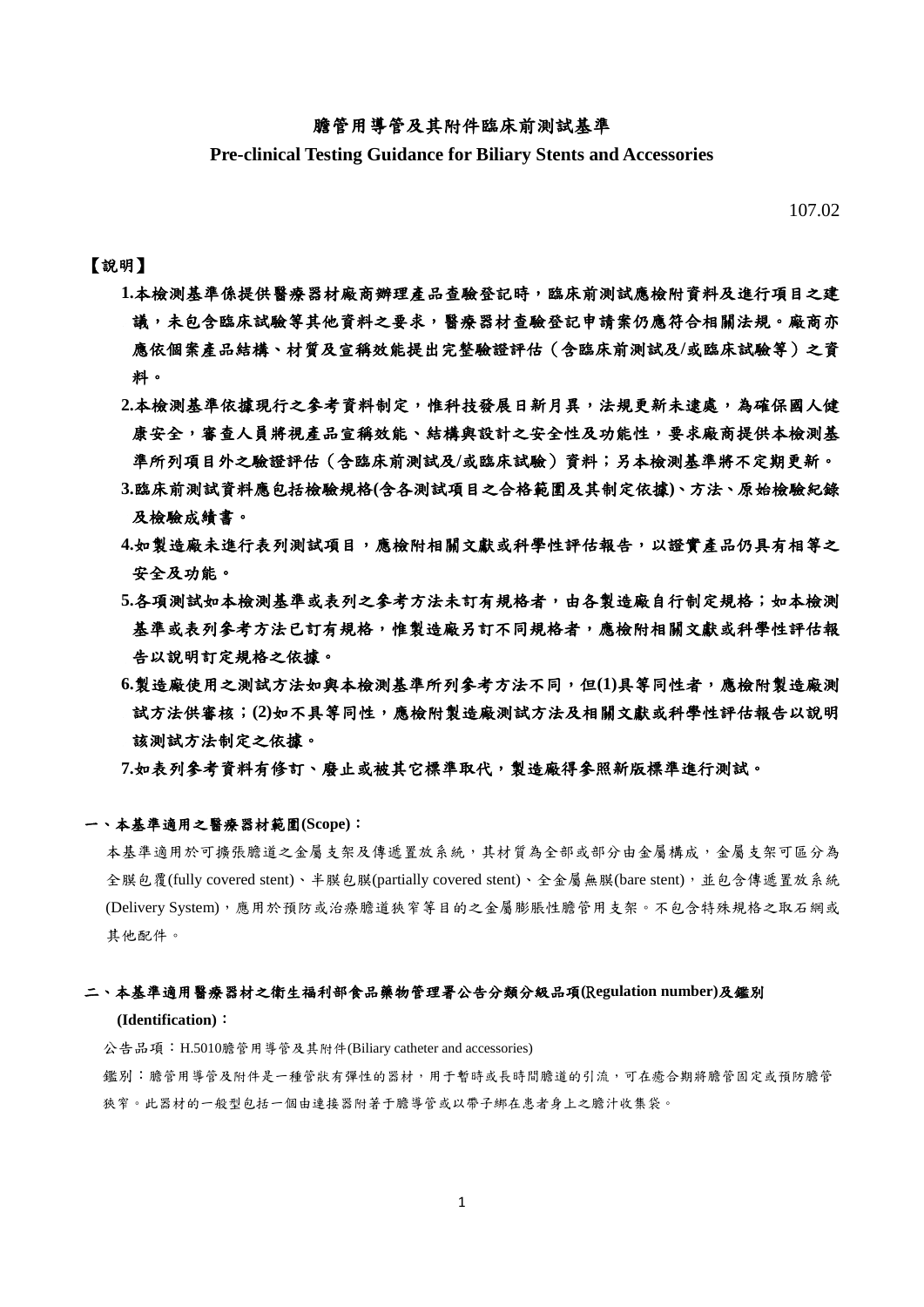# 膽管用導管及其附件臨床前測試基準

**Pre-clinical Testing Guidance for Biliary Stents and Accessories**

107.02

【說明】

**1.本檢測基準係提供醫療器材廠商辦理產品查驗登記時，臨床前測試應檢附資料及進行項目之建議，未包含臨床試驗等其他資料之要求，醫療器材查驗登記申請案仍應符合相關法規。廠商亦應依個案產品結構、材質及宣稱效能提出完整驗證評估（含臨床前測試及/或臨床試驗等）之資料。**

**2.本檢測基準依據現行之參考資料制定，惟科技發展日新月異，法規更新未逮處，為確保國人健康安全，審查人員將視產品宣稱效能、結構與設計之安全性及功能性，要求廠商提供本檢測基準所列項目外之驗證評估（含臨床前測試及/或臨床試驗）資料；另本檢測基準將不定期更新。**

**3.臨床前測試資料應包括檢驗規格(含各測試項目之合格範圍及其制定依據)、方法、原始檢驗紀錄及檢驗成績書。**

**4.如製造廠未進行表列測試項目，應檢附相關文獻或科學性評估報告，以證實產品仍具有相等之安全及功能。**

**5.各項測試如本檢測基準或表列之參考方法未訂有規格者，由各製造廠自行制定規格；如本檢測基準或表列參考方法已訂有規格，惟製造廠另訂不同規格者，應檢附相關文獻或科學性評估報告以說明訂定規格之依據。**

**6.製造廠使用之測試方法如與本檢測基準所列參考方法不同，但(1)具等同性者，應檢附製造廠測試方法供審核；(2)如不具等同性，應檢附製造廠測試方法及相關文獻或科學性評估報告以說明該測試方法制定之依據。**

**7.如表列參考資料有修訂、廢止或被其它標準取代，製造廠得參照新版標準進行測試。**

## 一、本基準適用之醫療器材範圍(Scope)：

本基準適用於可擴張膽道之金屬支架及傳遞置放系統，其材質為全部或部分由金屬構成，金屬支架可區分為全膜包覆(fully covered stent)、半膜包膜(partially covered stent)、全金屬無膜(bare stent)，並包含傳遞置放系統(Delivery System)，應用於預防或治療膽道狹窄等目的之金屬膨脹性膽管用支架。不包含特殊規格之取石網或其他配件。

## 二、本基準適用醫療器材之衛生福利部食品藥物管理署公告分類分級品項(Regulation number)及鑑別(Identification)：

公告品項：H.5010膽管用導管及其附件(Biliary catheter and accessories)

鑑別：膽管用導管及附件是一種管狀有彈性的器材，用于暫時或長時間膽道的引流，可在癒合期將膽管固定或預防膽管狹窄。此器材的一般型包括一個由連接器附著于膽導管或以帶子綁在患者身上之膽汁收集袋。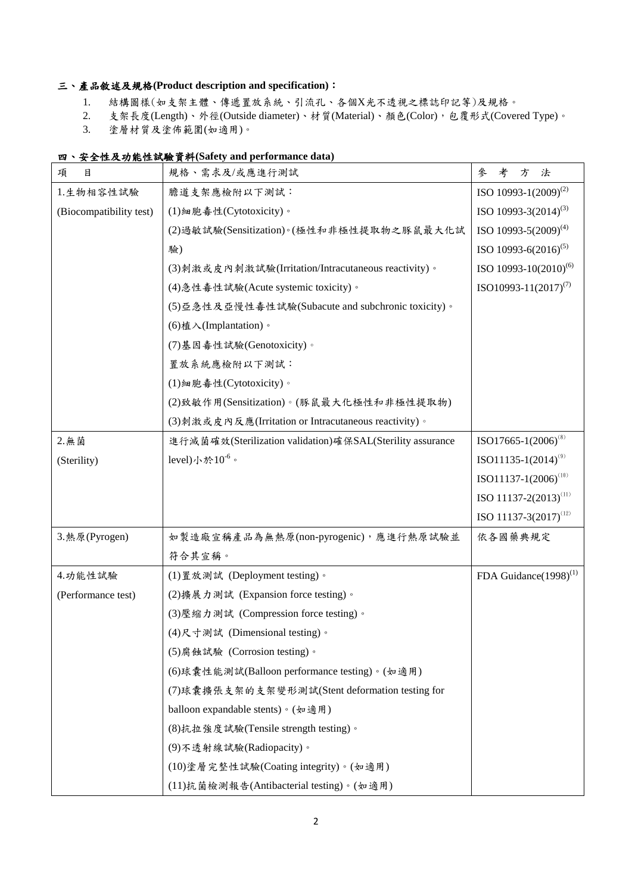## 三、產品敘述及規格(Product description and specification)：

1. 結構圖樣(如支架主體、傳遞置放系統、引流孔、各個X光不透視之標誌印記等)及規格。
2. 支架長度(Length)、外徑(Outside diameter)、材質(Material)、顏色(Color)，包覆形式(Covered Type)。
3. 塗層材質及塗佈範圍(如適用)。

## 四、安全性及功能性試驗資料(Safety and performance data)

| 項　目 | 規格、需求及/或應進行測試 | 參　考　方　法 |
|---|---|---|
| 1.生物相容性試驗<br>(Biocompatibility test) | 膽道支架應檢附以下測試：<br>(1)細胞毒性(Cytotoxicity)。<br>(2)過敏試驗(Sensitization)。(極性和非極性提取物之豚鼠最大化試驗)<br>(3)刺激或皮內刺激試驗(Irritation/Intracutaneous reactivity)。<br>(4)急性毒性試驗(Acute systemic toxicity)。<br>(5)亞急性及亞慢性毒性試驗(Subacute and subchronic toxicity)。<br>(6)植入(Implantation)。<br>(7)基因毒性試驗(Genotoxicity)。<br>置放系統應檢附以下測試：<br>(1)細胞毒性(Cytotoxicity)。<br>(2)致敏作用(Sensitization)。(豚鼠最大化極性和非極性提取物)<br>(3)刺激或皮內反應(Irritation or Intracutaneous reactivity)。 | ISO 10993-1(2009)[2]<br>ISO 10993-3(2014)[3]<br>ISO 10993-5(2009)[4]<br>ISO 10993-6(2016)[5]<br>ISO 10993-10(2010)[6]<br>ISO10993-11(2017)[7] |
| 2.無菌<br>(Sterility) | 進行滅菌確效(Sterilization validation)確保SAL(Sterility assurance level)小於$10^{-6}$。 | ISO17665-1(2006)[8]<br>ISO11135-1(2014)[9]<br>ISO11137-1(2006)[10]<br>ISO 11137-2(2013)[11]<br>ISO 11137-3(2017)[12] |
| 3.熱原(Pyrogen) | 如製造廠宣稱產品為無熱原(non-pyrogenic)，應進行熱原試驗並符合其宣稱。 | 依各國藥典規定 |
| 4.功能性試驗<br>(Performance test) | (1)置放測試 (Deployment testing)。<br>(2)擴展力測試 (Expansion force testing)。<br>(3)壓縮力測試 (Compression force testing)。<br>(4)尺寸測試 (Dimensional testing)。<br>(5)腐蝕試驗 (Corrosion testing)。<br>(6)球囊性能測試(Balloon performance testing)。(如適用)<br>(7)球囊擴張支架的支架變形測試(Stent deformation testing for balloon expandable stents)。(如適用)<br>(8)抗拉強度試驗(Tensile strength testing)。<br>(9)不透射線試驗(Radiopacity)。<br>(10)塗層完整性試驗(Coating integrity)。(如適用)<br>(11)抗菌檢測報告(Antibacterial testing)。(如適用) | FDA Guidance(1998)[1] |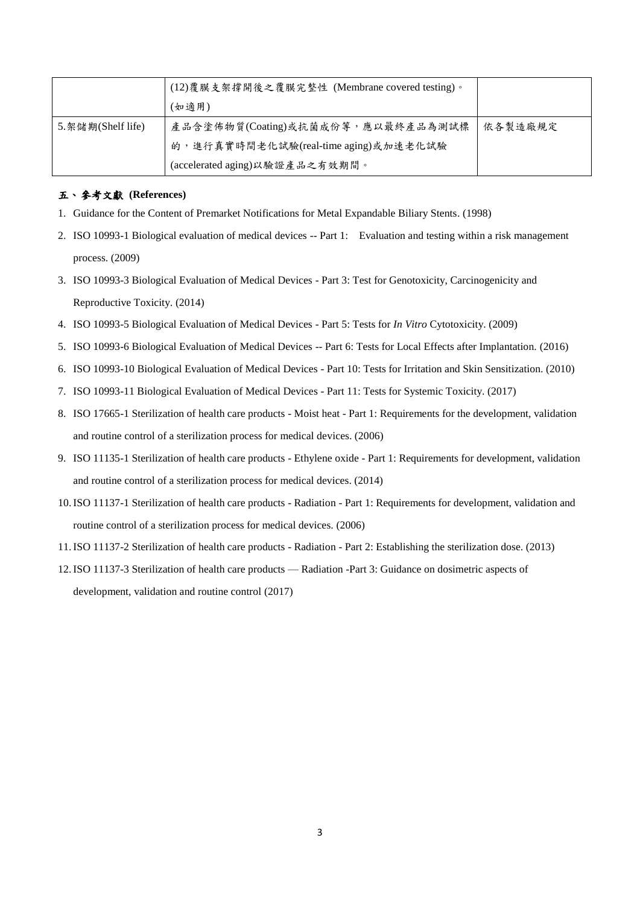| | | |
|---|---|---|
| | (12)覆膜支架撐開後之覆膜完整性 (Membrane covered testing)。(如適用) | |
| 5.架儲期(Shelf life) | 產品含塗佈物質(Coating)或抗菌成份等，應以最終產品為測試標的，進行真實時間老化試驗(real-time aging)或加速老化試驗(accelerated aging)以驗證產品之有效期間。 | 依各製造廠規定 |

## 五、參考文獻 (References)

1. Guidance for the Content of Premarket Notifications for Metal Expandable Biliary Stents. (1998)
2. ISO 10993-1 Biological evaluation of medical devices -- Part 1: Evaluation and testing within a risk management process. (2009)
3. ISO 10993-3 Biological Evaluation of Medical Devices - Part 3: Test for Genotoxicity, Carcinogenicity and Reproductive Toxicity. (2014)
4. ISO 10993-5 Biological Evaluation of Medical Devices - Part 5: Tests for *In Vitro* Cytotoxicity. (2009)
5. ISO 10993-6 Biological Evaluation of Medical Devices -- Part 6: Tests for Local Effects after Implantation. (2016)
6. ISO 10993-10 Biological Evaluation of Medical Devices - Part 10: Tests for Irritation and Skin Sensitization. (2010)
7. ISO 10993-11 Biological Evaluation of Medical Devices - Part 11: Tests for Systemic Toxicity. (2017)
8. ISO 17665-1 Sterilization of health care products - Moist heat - Part 1: Requirements for the development, validation and routine control of a sterilization process for medical devices. (2006)
9. ISO 11135-1 Sterilization of health care products - Ethylene oxide - Part 1: Requirements for development, validation and routine control of a sterilization process for medical devices. (2014)
10. ISO 11137-1 Sterilization of health care products - Radiation - Part 1: Requirements for development, validation and routine control of a sterilization process for medical devices. (2006)
11. ISO 11137-2 Sterilization of health care products - Radiation - Part 2: Establishing the sterilization dose. (2013)
12. ISO 11137-3 Sterilization of health care products — Radiation -Part 3: Guidance on dosimetric aspects of development, validation and routine control (2017)